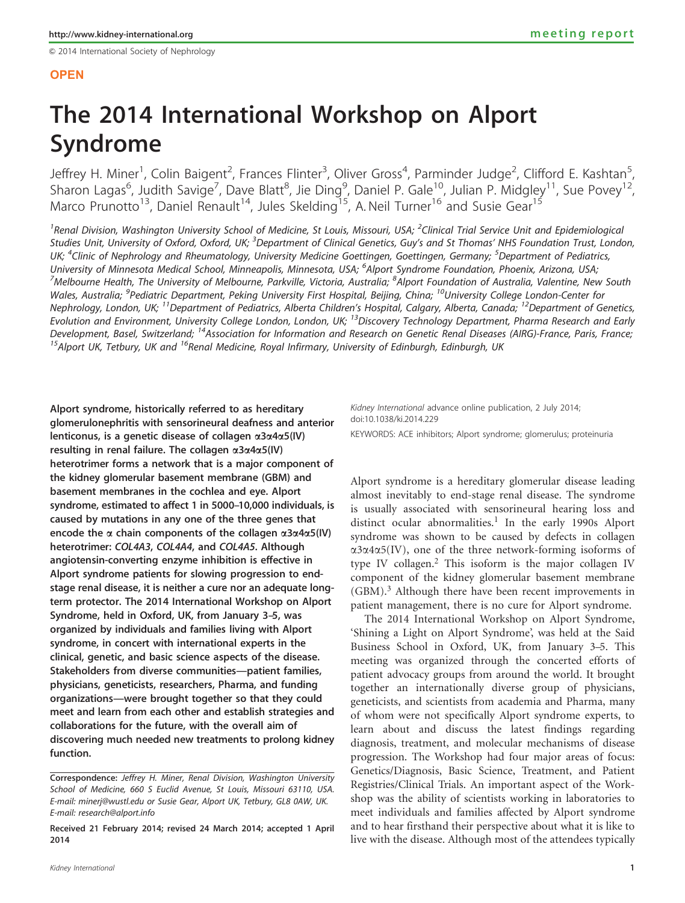© 2014 International Society of Nephrology

**OPEN**

# The 2014 International Workshop on Alport Syndrome

Jeffrey H. Miner[1], Colin Baigent[2], Frances Flinter[3], Oliver Gross[4], Parminder Judge[2], Clifford E. Kashtan[5], Sharon Lagas[6], Judith Savige[7], Dave Blatt[8], Jie Ding[9], Daniel P. Gale[10], Julian P. Midgley[11], Sue Povey[12], Marco Prunotto[13], Daniel Renault[14], Jules Skelding[15], A. Neil Turner[16] and Susie Gear[15]

[1]Renal Division, Washington University School of Medicine, St Louis, Missouri, USA; [2]Clinical Trial Service Unit and Epidemiological Studies Unit, University of Oxford, Oxford, UK; [3]Department of Clinical Genetics, Guy's and St Thomas' NHS Foundation Trust, London, UK; [4]Clinic of Nephrology and Rheumatology, University Medicine Goettingen, Goettingen, Germany; [5]Department of Pediatrics, University of Minnesota Medical School, Minneapolis, Minnesota, USA; [6]Alport Syndrome Foundation, Phoenix, Arizona, USA; [7]Melbourne Health, The University of Melbourne, Parkville, Victoria, Australia; [8]Alport Foundation of Australia, Valentine, New South Wales, Australia; [9]Pediatric Department, Peking University First Hospital, Beijing, China; [10]University College London-Center for Nephrology, London, UK; [11]Department of Pediatrics, Alberta Children's Hospital, Calgary, Alberta, Canada; [12]Department of Genetics, Evolution and Environment, University College London, London, UK; [13]Discovery Technology Department, Pharma Research and Early Development, Basel, Switzerland; [14]Association for Information and Research on Genetic Renal Diseases (AIRG)-France, Paris, France; [15]Alport UK, Tetbury, UK and [16]Renal Medicine, Royal Infirmary, University of Edinburgh, Edinburgh, UK

**Alport syndrome, historically referred to as hereditary glomerulonephritis with sensorineural deafness and anterior lenticonus, is a genetic disease of collagen α3α4α5(IV) resulting in renal failure. The collagen α3α4α5(IV) heterotrimer forms a network that is a major component of the kidney glomerular basement membrane (GBM) and basement membranes in the cochlea and eye. Alport syndrome, estimated to affect 1 in 5000–10,000 individuals, is caused by mutations in any one of the three genes that encode the α chain components of the collagen α3α4α5(IV) heterotrimer: *COL4A3*, *COL4A4*, and *COL4A5*. Although angiotensin-converting enzyme inhibition is effective in Alport syndrome patients for slowing progression to end-stage renal disease, it is neither a cure nor an adequate long-term protector. The 2014 International Workshop on Alport Syndrome, held in Oxford, UK, from January 3–5, was organized by individuals and families living with Alport syndrome, in concert with international experts in the clinical, genetic, and basic science aspects of the disease. Stakeholders from diverse communities—patient families, physicians, geneticists, researchers, Pharma, and funding organizations—were brought together so that they could meet and learn from each other and establish strategies and collaborations for the future, with the overall aim of discovering much needed new treatments to prolong kidney function.**

Correspondence: *Jeffrey H. Miner, Renal Division, Washington University School of Medicine, 660 S Euclid Avenue, St Louis, Missouri 63110, USA. E-mail: minerj@wustl.edu or Susie Gear, Alport UK, Tetbury, GL8 0AW, UK. E-mail: research@alport.info*

**Received 21 February 2014; revised 24 March 2014; accepted 1 April 2014**

*Kidney International* advance online publication, 2 July 2014; doi:10.1038/ki.2014.229

KEYWORDS: ACE inhibitors; Alport syndrome; glomerulus; proteinuria

Alport syndrome is a hereditary glomerular disease leading almost inevitably to end-stage renal disease. The syndrome is usually associated with sensorineural hearing loss and distinct ocular abnormalities.[1] In the early 1990s Alport syndrome was shown to be caused by defects in collagen α3α4α5(IV), one of the three network-forming isoforms of type IV collagen.[2] This isoform is the major collagen IV component of the kidney glomerular basement membrane (GBM).[3] Although there have been recent improvements in patient management, there is no cure for Alport syndrome.

The 2014 International Workshop on Alport Syndrome, 'Shining a Light on Alport Syndrome', was held at the Said Business School in Oxford, UK, from January 3–5. This meeting was organized through the concerted efforts of patient advocacy groups from around the world. It brought together an internationally diverse group of physicians, geneticists, and scientists from academia and Pharma, many of whom were not specifically Alport syndrome experts, to learn about and discuss the latest findings regarding diagnosis, treatment, and molecular mechanisms of disease progression. The Workshop had four major areas of focus: Genetics/Diagnosis, Basic Science, Treatment, and Patient Registries/Clinical Trials. An important aspect of the Workshop was the ability of scientists working in laboratories to meet individuals and families affected by Alport syndrome and to hear firsthand their perspective about what it is like to live with the disease. Although most of the attendees typically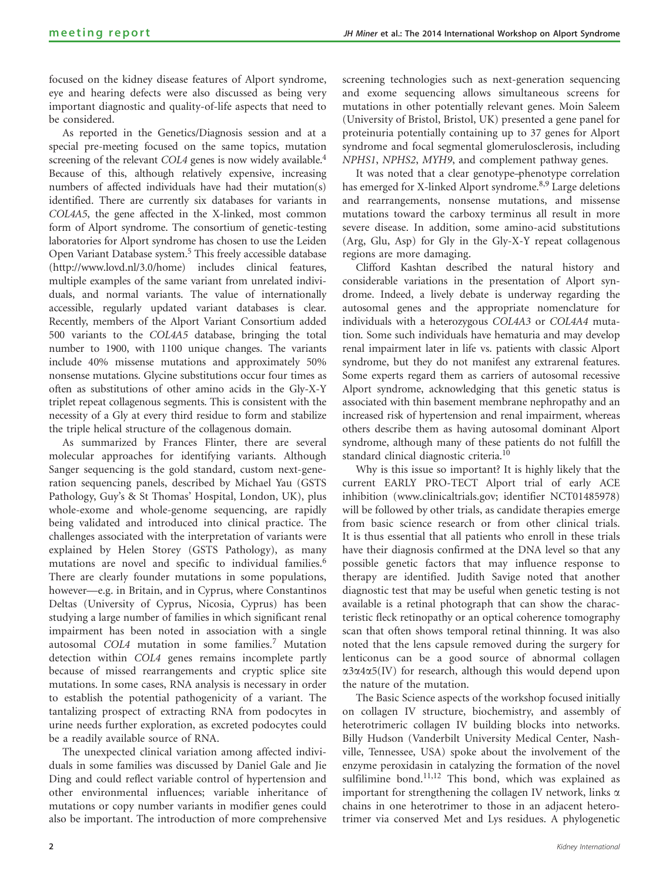focused on the kidney disease features of Alport syndrome, eye and hearing defects were also discussed as being very important diagnostic and quality-of-life aspects that need to be considered.

As reported in the Genetics/Diagnosis session and at a special pre-meeting focused on the same topics, mutation screening of the relevant *COL4* genes is now widely available.[4] Because of this, although relatively expensive, increasing numbers of affected individuals have had their mutation(s) identified. There are currently six databases for variants in *COL4A5*, the gene affected in the X-linked, most common form of Alport syndrome. The consortium of genetic-testing laboratories for Alport syndrome has chosen to use the Leiden Open Variant Database system.[5] This freely accessible database (http://www.lovd.nl/3.0/home) includes clinical features, multiple examples of the same variant from unrelated individuals, and normal variants. The value of internationally accessible, regularly updated variant databases is clear. Recently, members of the Alport Variant Consortium added 500 variants to the *COL4A5* database, bringing the total number to 1900, with 1100 unique changes. The variants include 40% missense mutations and approximately 50% nonsense mutations. Glycine substitutions occur four times as often as substitutions of other amino acids in the Gly-X-Y triplet repeat collagenous segments. This is consistent with the necessity of a Gly at every third residue to form and stabilize the triple helical structure of the collagenous domain.

As summarized by Frances Flinter, there are several molecular approaches for identifying variants. Although Sanger sequencing is the gold standard, custom next-generation sequencing panels, described by Michael Yau (GSTS Pathology, Guy's & St Thomas' Hospital, London, UK), plus whole-exome and whole-genome sequencing, are rapidly being validated and introduced into clinical practice. The challenges associated with the interpretation of variants were explained by Helen Storey (GSTS Pathology), as many mutations are novel and specific to individual families.[6] There are clearly founder mutations in some populations, however—e.g. in Britain, and in Cyprus, where Constantinos Deltas (University of Cyprus, Nicosia, Cyprus) has been studying a large number of families in which significant renal impairment has been noted in association with a single autosomal *COL4* mutation in some families.[7] Mutation detection within *COL4* genes remains incomplete partly because of missed rearrangements and cryptic splice site mutations. In some cases, RNA analysis is necessary in order to establish the potential pathogenicity of a variant. The tantalizing prospect of extracting RNA from podocytes in urine needs further exploration, as excreted podocytes could be a readily available source of RNA.

The unexpected clinical variation among affected individuals in some families was discussed by Daniel Gale and Jie Ding and could reflect variable control of hypertension and other environmental influences; variable inheritance of mutations or copy number variants in modifier genes could also be important. The introduction of more comprehensive screening technologies such as next-generation sequencing and exome sequencing allows simultaneous screens for mutations in other potentially relevant genes. Moin Saleem (University of Bristol, Bristol, UK) presented a gene panel for proteinuria potentially containing up to 37 genes for Alport syndrome and focal segmental glomerulosclerosis, including *NPHS1*, *NPHS2*, *MYH9*, and complement pathway genes.

It was noted that a clear genotype–phenotype correlation has emerged for X-linked Alport syndrome.[8,9] Large deletions and rearrangements, nonsense mutations, and missense mutations toward the carboxy terminus all result in more severe disease. In addition, some amino-acid substitutions (Arg, Glu, Asp) for Gly in the Gly-X-Y repeat collagenous regions are more damaging.

Clifford Kashtan described the natural history and considerable variations in the presentation of Alport syndrome. Indeed, a lively debate is underway regarding the autosomal genes and the appropriate nomenclature for individuals with a heterozygous *COL4A3* or *COL4A4* mutation. Some such individuals have hematuria and may develop renal impairment later in life vs. patients with classic Alport syndrome, but they do not manifest any extrarenal features. Some experts regard them as carriers of autosomal recessive Alport syndrome, acknowledging that this genetic status is associated with thin basement membrane nephropathy and an increased risk of hypertension and renal impairment, whereas others describe them as having autosomal dominant Alport syndrome, although many of these patients do not fulfill the standard clinical diagnostic criteria.[10]

Why is this issue so important? It is highly likely that the current EARLY PRO-TECT Alport trial of early ACE inhibition (www.clinicaltrials.gov; identifier NCT01485978) will be followed by other trials, as candidate therapies emerge from basic science research or from other clinical trials. It is thus essential that all patients who enroll in these trials have their diagnosis confirmed at the DNA level so that any possible genetic factors that may influence response to therapy are identified. Judith Savige noted that another diagnostic test that may be useful when genetic testing is not available is a retinal photograph that can show the characteristic fleck retinopathy or an optical coherence tomography scan that often shows temporal retinal thinning. It was also noted that the lens capsule removed during the surgery for lenticonus can be a good source of abnormal collagen $\alpha3\alpha4\alpha5$(IV) for research, although this would depend upon the nature of the mutation.

The Basic Science aspects of the workshop focused initially on collagen IV structure, biochemistry, and assembly of heterotrimeric collagen IV building blocks into networks. Billy Hudson (Vanderbilt University Medical Center, Nashville, Tennessee, USA) spoke about the involvement of the enzyme peroxidasin in catalyzing the formation of the novel sulfilimine bond.[11,12] This bond, which was explained as important for strengthening the collagen IV network, links $\alpha$ chains in one heterotrimer to those in an adjacent heterotrimer via conserved Met and Lys residues. A phylogenetic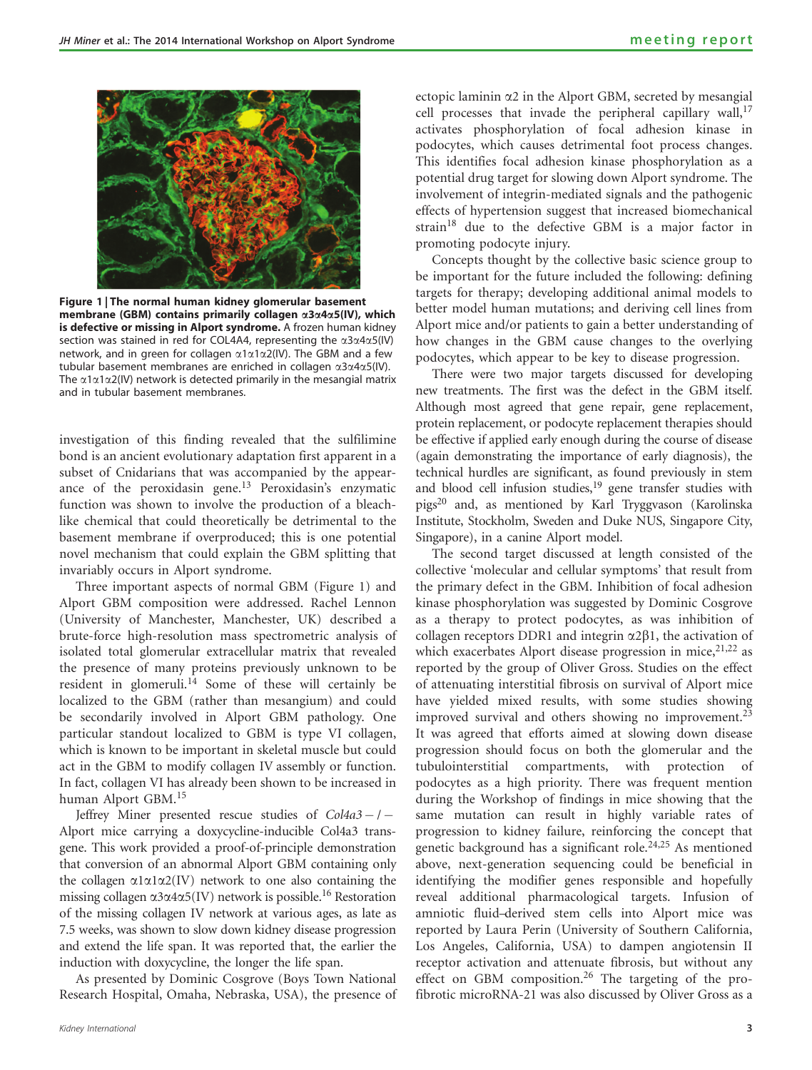**Figure 1 | The normal human kidney glomerular basement membrane (GBM) contains primarily collagen α3α4α5(IV), which is defective or missing in Alport syndrome.** A frozen human kidney section was stained in red for COL4A4, representing the α3α4α5(IV) network, and in green for collagen α1α1α2(IV). The GBM and a few tubular basement membranes are enriched in collagen α3α4α5(IV). The α1α1α2(IV) network is detected primarily in the mesangial matrix and in tubular basement membranes.

investigation of this finding revealed that the sulfilimine bond is an ancient evolutionary adaptation first apparent in a subset of Cnidarians that was accompanied by the appearance of the peroxidasin gene.[13] Peroxidasin's enzymatic function was shown to involve the production of a bleach-like chemical that could theoretically be detrimental to the basement membrane if overproduced; this is one potential novel mechanism that could explain the GBM splitting that invariably occurs in Alport syndrome.

Three important aspects of normal GBM (Figure 1) and Alport GBM composition were addressed. Rachel Lennon (University of Manchester, Manchester, UK) described a brute-force high-resolution mass spectrometric analysis of isolated total glomerular extracellular matrix that revealed the presence of many proteins previously unknown to be resident in glomeruli.[14] Some of these will certainly be localized to the GBM (rather than mesangium) and could be secondarily involved in Alport GBM pathology. One particular standout localized to GBM is type VI collagen, which is known to be important in skeletal muscle but could act in the GBM to modify collagen IV assembly or function. In fact, collagen VI has already been shown to be increased in human Alport GBM.[15]

Jeffrey Miner presented rescue studies of *Col4a3*−/− Alport mice carrying a doxycycline-inducible Col4a3 transgene. This work provided a proof-of-principle demonstration that conversion of an abnormal Alport GBM containing only the collagen α1α1α2(IV) network to one also containing the missing collagen α3α4α5(IV) network is possible.[16] Restoration of the missing collagen IV network at various ages, as late as 7.5 weeks, was shown to slow down kidney disease progression and extend the life span. It was reported that, the earlier the induction with doxycycline, the longer the life span.

As presented by Dominic Cosgrove (Boys Town National Research Hospital, Omaha, Nebraska, USA), the presence of ectopic laminin α2 in the Alport GBM, secreted by mesangial cell processes that invade the peripheral capillary wall,[17] activates phosphorylation of focal adhesion kinase in podocytes, which causes detrimental foot process changes. This identifies focal adhesion kinase phosphorylation as a potential drug target for slowing down Alport syndrome. The involvement of integrin-mediated signals and the pathogenic effects of hypertension suggest that increased biomechanical strain[18] due to the defective GBM is a major factor in promoting podocyte injury.

Concepts thought by the collective basic science group to be important for the future included the following: defining targets for therapy; developing additional animal models to better model human mutations; and deriving cell lines from Alport mice and/or patients to gain a better understanding of how changes in the GBM cause changes to the overlying podocytes, which appear to be key to disease progression.

There were two major targets discussed for developing new treatments. The first was the defect in the GBM itself. Although most agreed that gene repair, gene replacement, protein replacement, or podocyte replacement therapies should be effective if applied early enough during the course of disease (again demonstrating the importance of early diagnosis), the technical hurdles are significant, as found previously in stem and blood cell infusion studies,[19] gene transfer studies with pigs[20] and, as mentioned by Karl Tryggvason (Karolinska Institute, Stockholm, Sweden and Duke NUS, Singapore City, Singapore), in a canine Alport model.

The second target discussed at length consisted of the collective 'molecular and cellular symptoms' that result from the primary defect in the GBM. Inhibition of focal adhesion kinase phosphorylation was suggested by Dominic Cosgrove as a therapy to protect podocytes, as was inhibition of collagen receptors DDR1 and integrin α2β1, the activation of which exacerbates Alport disease progression in mice,[21,22] as reported by the group of Oliver Gross. Studies on the effect of attenuating interstitial fibrosis on survival of Alport mice have yielded mixed results, with some studies showing improved survival and others showing no improvement.[23] It was agreed that efforts aimed at slowing down disease progression should focus on both the glomerular and the tubulointerstitial compartments, with protection of podocytes as a high priority. There was frequent mention during the Workshop of findings in mice showing that the same mutation can result in highly variable rates of progression to kidney failure, reinforcing the concept that genetic background has a significant role.[24,25] As mentioned above, next-generation sequencing could be beneficial in identifying the modifier genes responsible and hopefully reveal additional pharmacological targets. Infusion of amniotic fluid–derived stem cells into Alport mice was reported by Laura Perin (University of Southern California, Los Angeles, California, USA) to dampen angiotensin II receptor activation and attenuate fibrosis, but without any effect on GBM composition.[26] The targeting of the pro-fibrotic microRNA-21 was also discussed by Oliver Gross as a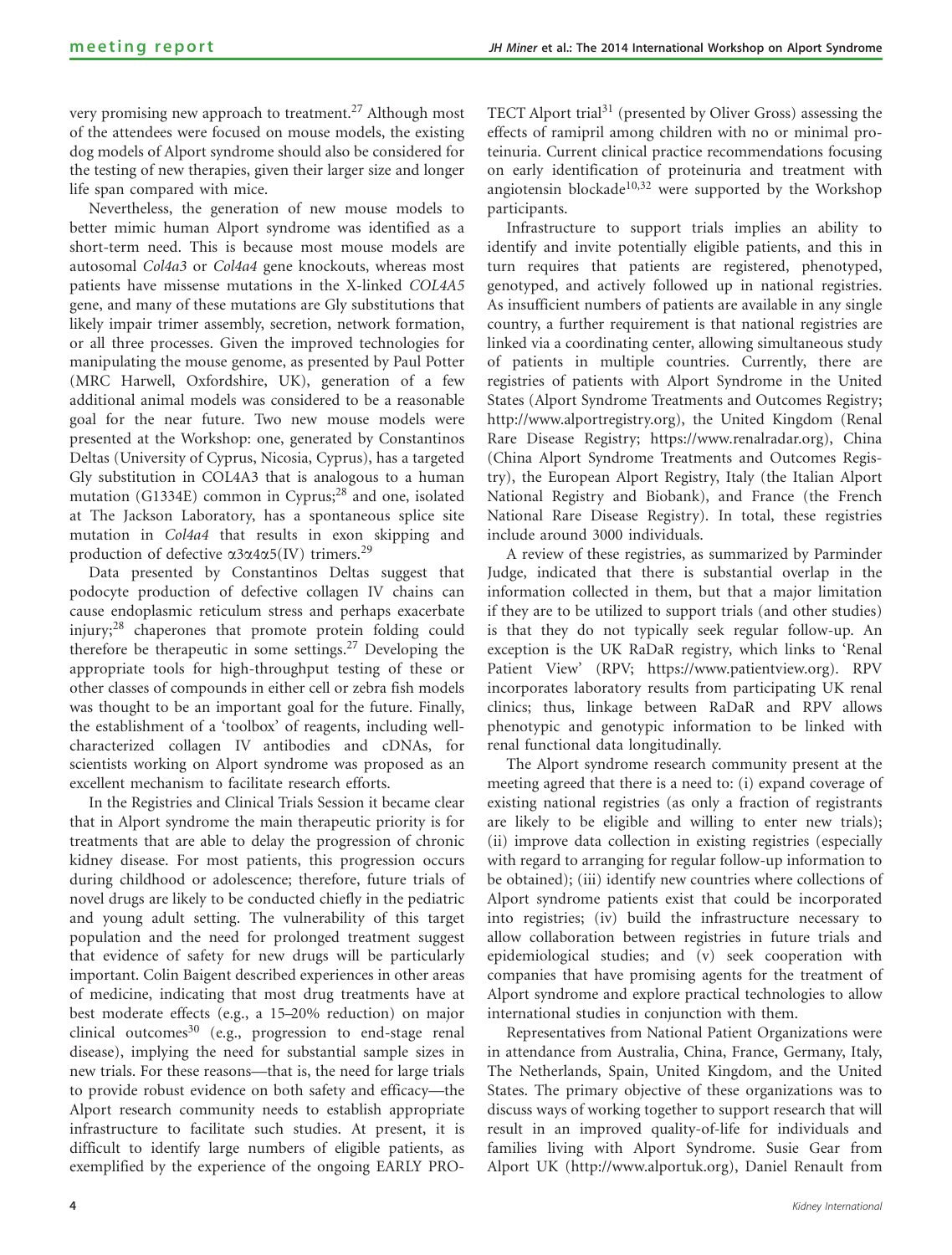very promising new approach to treatment.[27] Although most of the attendees were focused on mouse models, the existing dog models of Alport syndrome should also be considered for the testing of new therapies, given their larger size and longer life span compared with mice.

Nevertheless, the generation of new mouse models to better mimic human Alport syndrome was identified as a short-term need. This is because most mouse models are autosomal *Col4a3* or *Col4a4* gene knockouts, whereas most patients have missense mutations in the X-linked *COL4A5* gene, and many of these mutations are Gly substitutions that likely impair trimer assembly, secretion, network formation, or all three processes. Given the improved technologies for manipulating the mouse genome, as presented by Paul Potter (MRC Harwell, Oxfordshire, UK), generation of a few additional animal models was considered to be a reasonable goal for the near future. Two new mouse models were presented at the Workshop: one, generated by Constantinos Deltas (University of Cyprus, Nicosia, Cyprus), has a targeted Gly substitution in COL4A3 that is analogous to a human mutation (G1334E) common in Cyprus;[28] and one, isolated at The Jackson Laboratory, has a spontaneous splice site mutation in *Col4a4* that results in exon skipping and production of defective $\alpha3\alpha4\alpha5$(IV) trimers.[29]

Data presented by Constantinos Deltas suggest that podocyte production of defective collagen IV chains can cause endoplasmic reticulum stress and perhaps exacerbate injury;[28] chaperones that promote protein folding could therefore be therapeutic in some settings.[27] Developing the appropriate tools for high-throughput testing of these or other classes of compounds in either cell or zebra fish models was thought to be an important goal for the future. Finally, the establishment of a 'toolbox' of reagents, including well-characterized collagen IV antibodies and cDNAs, for scientists working on Alport syndrome was proposed as an excellent mechanism to facilitate research efforts.

In the Registries and Clinical Trials Session it became clear that in Alport syndrome the main therapeutic priority is for treatments that are able to delay the progression of chronic kidney disease. For most patients, this progression occurs during childhood or adolescence; therefore, future trials of novel drugs are likely to be conducted chiefly in the pediatric and young adult setting. The vulnerability of this target population and the need for prolonged treatment suggest that evidence of safety for new drugs will be particularly important. Colin Baigent described experiences in other areas of medicine, indicating that most drug treatments have at best moderate effects (e.g., a 15–20% reduction) on major clinical outcomes[30] (e.g., progression to end-stage renal disease), implying the need for substantial sample sizes in new trials. For these reasons—that is, the need for large trials to provide robust evidence on both safety and efficacy—the Alport research community needs to establish appropriate infrastructure to facilitate such studies. At present, it is difficult to identify large numbers of eligible patients, as exemplified by the experience of the ongoing EARLY PRO-TECT Alport trial[31] (presented by Oliver Gross) assessing the effects of ramipril among children with no or minimal proteinuria. Current clinical practice recommendations focusing on early identification of proteinuria and treatment with angiotensin blockade[10,32] were supported by the Workshop participants.

Infrastructure to support trials implies an ability to identify and invite potentially eligible patients, and this in turn requires that patients are registered, phenotyped, genotyped, and actively followed up in national registries. As insufficient numbers of patients are available in any single country, a further requirement is that national registries are linked via a coordinating center, allowing simultaneous study of patients in multiple countries. Currently, there are registries of patients with Alport Syndrome in the United States (Alport Syndrome Treatments and Outcomes Registry; http://www.alportregistry.org), the United Kingdom (Renal Rare Disease Registry; https://www.renalradar.org), China (China Alport Syndrome Treatments and Outcomes Registry), the European Alport Registry, Italy (the Italian Alport National Registry and Biobank), and France (the French National Rare Disease Registry). In total, these registries include around 3000 individuals.

A review of these registries, as summarized by Parminder Judge, indicated that there is substantial overlap in the information collected in them, but that a major limitation if they are to be utilized to support trials (and other studies) is that they do not typically seek regular follow-up. An exception is the UK RaDaR registry, which links to 'Renal Patient View' (RPV; https://www.patientview.org). RPV incorporates laboratory results from participating UK renal clinics; thus, linkage between RaDaR and RPV allows phenotypic and genotypic information to be linked with renal functional data longitudinally.

The Alport syndrome research community present at the meeting agreed that there is a need to: (i) expand coverage of existing national registries (as only a fraction of registrants are likely to be eligible and willing to enter new trials); (ii) improve data collection in existing registries (especially with regard to arranging for regular follow-up information to be obtained); (iii) identify new countries where collections of Alport syndrome patients exist that could be incorporated into registries; (iv) build the infrastructure necessary to allow collaboration between registries in future trials and epidemiological studies; and (v) seek cooperation with companies that have promising agents for the treatment of Alport syndrome and explore practical technologies to allow international studies in conjunction with them.

Representatives from National Patient Organizations were in attendance from Australia, China, France, Germany, Italy, The Netherlands, Spain, United Kingdom, and the United States. The primary objective of these organizations was to discuss ways of working together to support research that will result in an improved quality-of-life for individuals and families living with Alport Syndrome. Susie Gear from Alport UK (http://www.alportuk.org), Daniel Renault from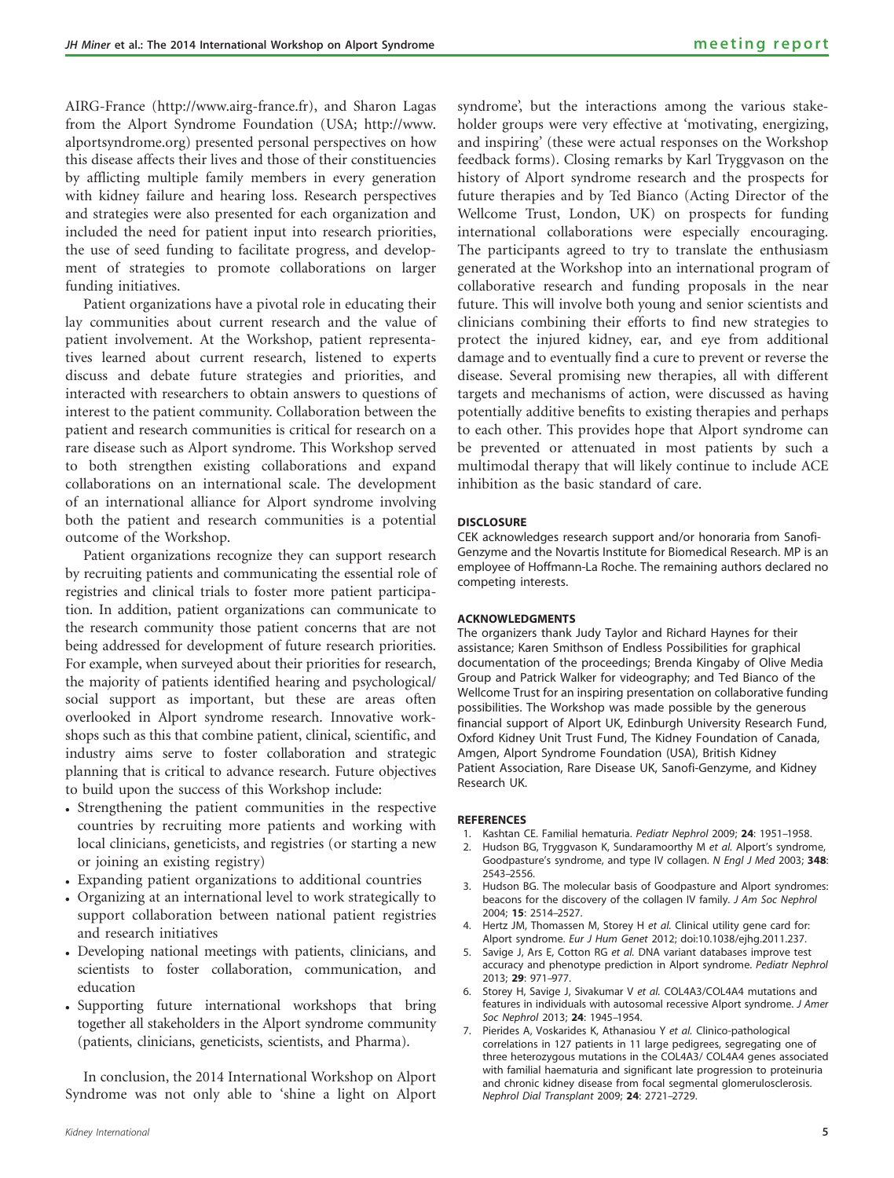AIRG-France (http://www.airg-france.fr), and Sharon Lagas from the Alport Syndrome Foundation (USA; http://www.alportsyndrome.org) presented personal perspectives on how this disease affects their lives and those of their constituencies by afflicting multiple family members in every generation with kidney failure and hearing loss. Research perspectives and strategies were also presented for each organization and included the need for patient input into research priorities, the use of seed funding to facilitate progress, and development of strategies to promote collaborations on larger funding initiatives.

Patient organizations have a pivotal role in educating their lay communities about current research and the value of patient involvement. At the Workshop, patient representatives learned about current research, listened to experts discuss and debate future strategies and priorities, and interacted with researchers to obtain answers to questions of interest to the patient community. Collaboration between the patient and research communities is critical for research on a rare disease such as Alport syndrome. This Workshop served to both strengthen existing collaborations and expand collaborations on an international scale. The development of an international alliance for Alport syndrome involving both the patient and research communities is a potential outcome of the Workshop.

Patient organizations recognize they can support research by recruiting patients and communicating the essential role of registries and clinical trials to foster more patient participation. In addition, patient organizations can communicate to the research community those patient concerns that are not being addressed for development of future research priorities. For example, when surveyed about their priorities for research, the majority of patients identified hearing and psychological/social support as important, but these are areas often overlooked in Alport syndrome research. Innovative workshops such as this that combine patient, clinical, scientific, and industry aims serve to foster collaboration and strategic planning that is critical to advance research. Future objectives to build upon the success of this Workshop include:

- Strengthening the patient communities in the respective countries by recruiting more patients and working with local clinicians, geneticists, and registries (or starting a new or joining an existing registry)
- Expanding patient organizations to additional countries
- Organizing at an international level to work strategically to support collaboration between national patient registries and research initiatives
- Developing national meetings with patients, clinicians, and scientists to foster collaboration, communication, and education
- Supporting future international workshops that bring together all stakeholders in the Alport syndrome community (patients, clinicians, geneticists, scientists, and Pharma).

In conclusion, the 2014 International Workshop on Alport Syndrome was not only able to 'shine a light on Alport syndrome', but the interactions among the various stakeholder groups were very effective at 'motivating, energizing, and inspiring' (these were actual responses on the Workshop feedback forms). Closing remarks by Karl Tryggvason on the history of Alport syndrome research and the prospects for future therapies and by Ted Bianco (Acting Director of the Wellcome Trust, London, UK) on prospects for funding international collaborations were especially encouraging. The participants agreed to try to translate the enthusiasm generated at the Workshop into an international program of collaborative research and funding proposals in the near future. This will involve both young and senior scientists and clinicians combining their efforts to find new strategies to protect the injured kidney, ear, and eye from additional damage and to eventually find a cure to prevent or reverse the disease. Several promising new therapies, all with different targets and mechanisms of action, were discussed as having potentially additive benefits to existing therapies and perhaps to each other. This provides hope that Alport syndrome can be prevented or attenuated in most patients by such a multimodal therapy that will likely continue to include ACE inhibition as the basic standard of care.

#### DISCLOSURE

CEK acknowledges research support and/or honoraria from Sanofi-Genzyme and the Novartis Institute for Biomedical Research. MP is an employee of Hoffmann-La Roche. The remaining authors declared no competing interests.

#### ACKNOWLEDGMENTS

The organizers thank Judy Taylor and Richard Haynes for their assistance; Karen Smithson of Endless Possibilities for graphical documentation of the proceedings; Brenda Kingaby of Olive Media Group and Patrick Walker for videography; and Ted Bianco of the Wellcome Trust for an inspiring presentation on collaborative funding possibilities. The Workshop was made possible by the generous financial support of Alport UK, Edinburgh University Research Fund, Oxford Kidney Unit Trust Fund, The Kidney Foundation of Canada, Amgen, Alport Syndrome Foundation (USA), British Kidney Patient Association, Rare Disease UK, Sanofi-Genzyme, and Kidney Research UK.

#### REFERENCES

1. Kashtan CE. Familial hematuria. *Pediatr Nephrol* 2009; **24**: 1951–1958.
2. Hudson BG, Tryggvason K, Sundaramoorthy M *et al.* Alport's syndrome, Goodpasture's syndrome, and type IV collagen. *N Engl J Med* 2003; **348**: 2543–2556.
3. Hudson BG. The molecular basis of Goodpasture and Alport syndromes: beacons for the discovery of the collagen IV family. *J Am Soc Nephrol* 2004; **15**: 2514–2527.
4. Hertz JM, Thomassen M, Storey H *et al.* Clinical utility gene card for: Alport syndrome. *Eur J Hum Genet* 2012; doi:10.1038/ejhg.2011.237.
5. Savige J, Ars E, Cotton RG *et al.* DNA variant databases improve test accuracy and phenotype prediction in Alport syndrome. *Pediatr Nephrol* 2013; **29**: 971–977.
6. Storey H, Savige J, Sivakumar V *et al.* COL4A3/COL4A4 mutations and features in individuals with autosomal recessive Alport syndrome. *J Amer Soc Nephrol* 2013; **24**: 1945–1954.
7. Pierides A, Voskarides K, Athanasiou Y *et al.* Clinico-pathological correlations in 127 patients in 11 large pedigrees, segregating one of three heterozygous mutations in the COL4A3/ COL4A4 genes associated with familial haematuria and significant late progression to proteinuria and chronic kidney disease from focal segmental glomerulosclerosis. *Nephrol Dial Transplant* 2009; **24**: 2721–2729.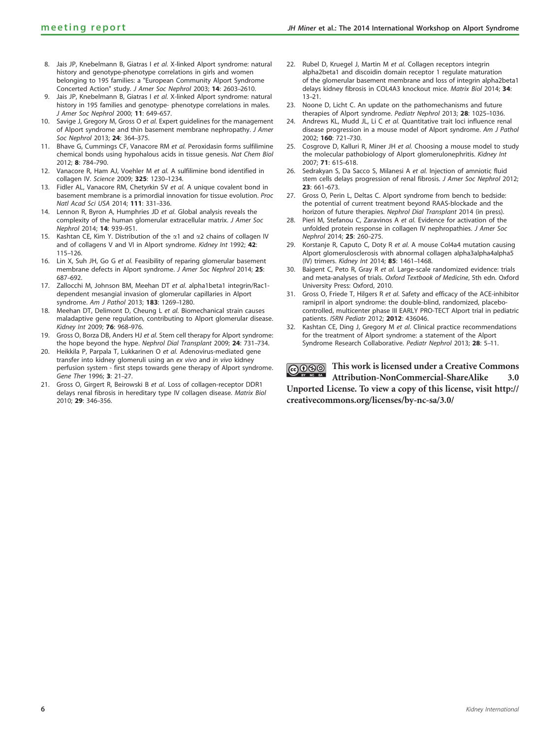8. Jais JP, Knebelmann B, Giatras I *et al.* X-linked Alport syndrome: natural history and genotype-phenotype correlations in girls and women belonging to 195 families: a "European Community Alport Syndrome Concerted Action" study. *J Amer Soc Nephrol* 2003; **14**: 2603–2610.
9. Jais JP, Knebelmann B, Giatras I *et al.* X-linked Alport syndrome: natural history in 195 families and genotype- phenotype correlations in males. *J Amer Soc Nephrol* 2000; **11**: 649–657.
10. Savige J, Gregory M, Gross O *et al.* Expert guidelines for the management of Alport syndrome and thin basement membrane nephropathy. *J Amer Soc Nephrol* 2013; **24**: 364–375.
11. Bhave G, Cummings CF, Vanacore RM *et al.* Peroxidasin forms sulfilimine chemical bonds using hypohalous acids in tissue genesis. *Nat Chem Biol* 2012; **8**: 784–790.
12. Vanacore R, Ham AJ, Voehler M *et al.* A sulfilimine bond identified in collagen IV. *Science* 2009; **325**: 1230–1234.
13. Fidler AL, Vanacore RM, Chetyrkin SV *et al.* A unique covalent bond in basement membrane is a primordial innovation for tissue evolution. *Proc Natl Acad Sci USA* 2014; **111**: 331–336.
14. Lennon R, Byron A, Humphries JD *et al.* Global analysis reveals the complexity of the human glomerular extracellular matrix. *J Amer Soc Nephrol* 2014; **14**: 939–951.
15. Kashtan CE, Kim Y. Distribution of the α1 and α2 chains of collagen IV and of collagens V and VI in Alport syndrome. *Kidney Int* 1992; **42**: 115–126.
16. Lin X, Suh JH, Go G *et al.* Feasibility of reparing glomerular basement membrane defects in Alport syndrome. *J Amer Soc Nephrol* 2014; **25**: 687–692.
17. Zallocchi M, Johnson BM, Meehan DT *et al.* alpha1beta1 integrin/Rac1-dependent mesangial invasion of glomerular capillaries in Alport syndrome. *Am J Pathol* 2013; **183**: 1269–1280.
18. Meehan DT, Delimont D, Cheung L *et al.* Biomechanical strain causes maladaptive gene regulation, contributing to Alport glomerular disease. *Kidney Int* 2009; **76**: 968–976.
19. Gross O, Borza DB, Anders HJ *et al.* Stem cell therapy for Alport syndrome: the hope beyond the hype. *Nephrol Dial Transplant* 2009; **24**: 731–734.
20. Heikkila P, Parpala T, Lukkarinen O *et al.* Adenovirus-mediated gene transfer into kidney glomeruli using an *ex vivo* and *in vivo* kidney perfusion system - first steps towards gene therapy of Alport syndrome. *Gene Ther* 1996; **3**: 21–27.
21. Gross O, Girgert R, Beirowski B *et al.* Loss of collagen-receptor DDR1 delays renal fibrosis in hereditary type IV collagen disease. *Matrix Biol* 2010; **29**: 346–356.
22. Rubel D, Kruegel J, Martin M *et al.* Collagen receptors integrin alpha2beta1 and discoidin domain receptor 1 regulate maturation of the glomerular basement membrane and loss of integrin alpha2beta1 delays kidney fibrosis in COL4A3 knockout mice. *Matrix Biol* 2014; **34**: 13–21.
23. Noone D, Licht C. An update on the pathomechanisms and future therapies of Alport syndrome. *Pediatr Nephrol* 2013; **28**: 1025–1036.
24. Andrews KL, Mudd JL, Li C *et al.* Quantitative trait loci influence renal disease progression in a mouse model of Alport syndrome. *Am J Pathol* 2002; **160**: 721–730.
25. Cosgrove D, Kalluri R, Miner JH *et al.* Choosing a mouse model to study the molecular pathobiology of Alport glomerulonephritis. *Kidney Int* 2007; **71**: 615–618.
26. Sedrakyan S, Da Sacco S, Milanesi A *et al.* Injection of amniotic fluid stem cells delays progression of renal fibrosis. *J Amer Soc Nephrol* 2012; **23**: 661–673.
27. Gross O, Perin L, Deltas C. Alport syndrome from bench to bedside: the potential of current treatment beyond RAAS-blockade and the horizon of future therapies. *Nephrol Dial Transplant* 2014 (in press).
28. Pieri M, Stefanou C, Zaravinos A *et al.* Evidence for activation of the unfolded protein response in collagen IV nephropathies. *J Amer Soc Nephrol* 2014; **25**: 260–275.
29. Korstanje R, Caputo C, Doty R *et al.* A mouse Col4a4 mutation causing Alport glomerulosclerosis with abnormal collagen alpha3alpha4alpha5 (IV) trimers. *Kidney Int* 2014; **85**: 1461–1468.
30. Baigent C, Peto R, Gray R *et al.* Large-scale randomized evidence: trials and meta-analyses of trials. *Oxford Textbook of Medicine*, 5th edn. Oxford University Press: Oxford, 2010.
31. Gross O, Friede T, Hilgers R *et al.* Safety and efficacy of the ACE-inhibitor ramipril in alport syndrome: the double-blind, randomized, placebo-controlled, multicenter phase III EARLY PRO-TECT Alport trial in pediatric patients. *ISRN Pediatr* 2012; **2012**: 436046.
32. Kashtan CE, Ding J, Gregory M *et al.* Clinical practice recommendations for the treatment of Alport syndrome: a statement of the Alport Syndrome Research Collaborative. *Pediatr Nephrol* 2013; **28**: 5–11.

**This work is licensed under a Creative Commons Attribution-NonCommercial-ShareAlike 3.0 Unported License. To view a copy of this license, visit http://creativecommons.org/licenses/by-nc-sa/3.0/**